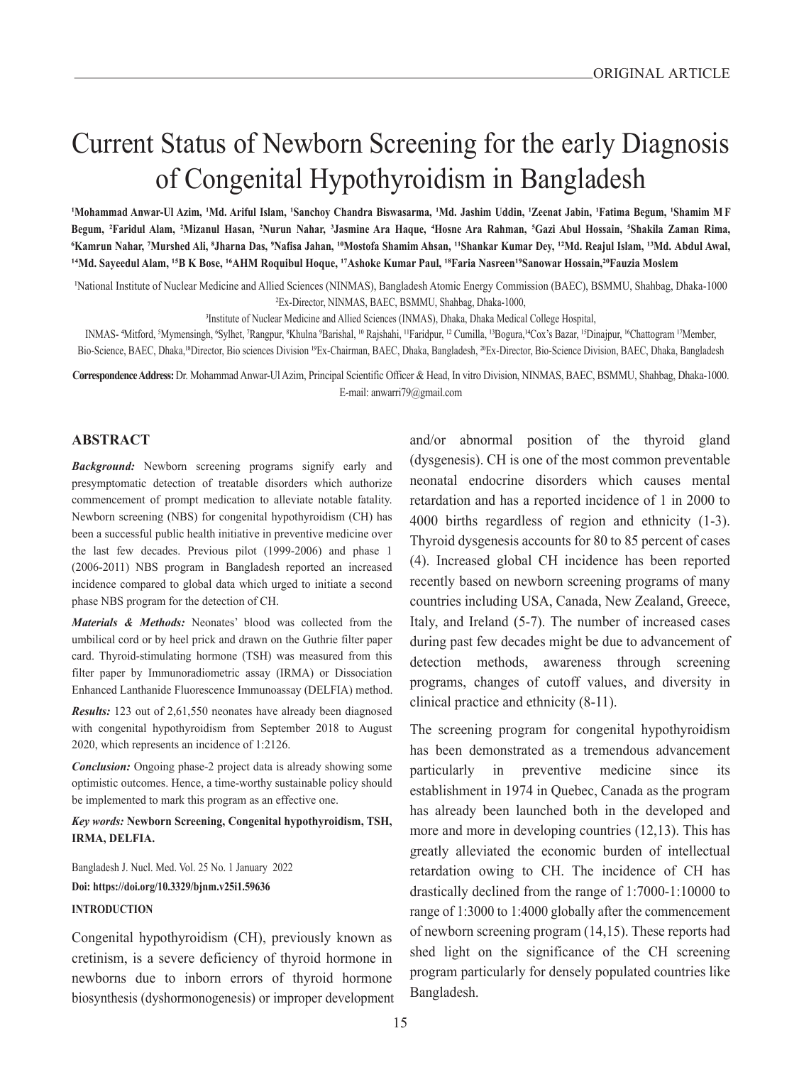ORIGINAL ARTICLE

# Current Status of Newborn Screening for the early Diagnosis of Congenital Hypothyroidism in Bangladesh

**[1]Mohammad Anwar-Ul Azim, [1]Md. Ariful Islam, [1]Sanchoy Chandra Biswasarma, [1]Md. Jashim Uddin, [1]Zeenat Jabin, [1]Fatima Begum, [1]Shamim M F Begum, [2]Faridul Alam, [2]Mizanul Hasan, [2]Nurun Nahar, [3]Jasmine Ara Haque, [4]Hosne Ara Rahman, [5]Gazi Abul Hossain, [5]Shakila Zaman Rima, [6]Kamrun Nahar, [7]Murshed Ali, [8]Jharna Das, [9]Nafisa Jahan, [10]Mostofa Shamim Ahsan, [11]Shankar Kumar Dey, [12]Md. Reajul Islam, [13]Md. Abdul Awal, [14]Md. Sayeedul Alam, [15]B K Bose, [16]AHM Roquibul Hoque, [17]Ashoke Kumar Paul, [18]Faria Nasreen[19]Sanowar Hossain,[20]Fauzia Moslem**

[1]National Institute of Nuclear Medicine and Allied Sciences (NINMAS), Bangladesh Atomic Energy Commission (BAEC), BSMMU, Shahbag, Dhaka-1000
[2]Ex-Director, NINMAS, BAEC, BSMMU, Shahbag, Dhaka-1000,
[3]Institute of Nuclear Medicine and Allied Sciences (INMAS), Dhaka, Dhaka Medical College Hospital,
INMAS- [4]Mitford, [5]Mymensingh, [6]Sylhet, [7]Rangpur, [8]Khulna [9]Barishal, [10] Rajshahi, [11]Faridpur, [12] Cumilla, [13]Bogura,[14]Cox's Bazar, [15]Dinajpur, [16]Chattogram [17]Member, Bio-Science, BAEC, Dhaka,[18]Director, Bio sciences Division [19]Ex-Chairman, BAEC, Dhaka, Bangladesh, [20]Ex-Director, Bio-Science Division, BAEC, Dhaka, Bangladesh

**Correspondence Address:** Dr. Mohammad Anwar-Ul Azim, Principal Scientific Officer & Head, In vitro Division, NINMAS, BAEC, BSMMU, Shahbag, Dhaka-1000. E-mail: anwarri79@gmail.com

## ABSTRACT

***Background:*** Newborn screening programs signify early and presymptomatic detection of treatable disorders which authorize commencement of prompt medication to alleviate notable fatality. Newborn screening (NBS) for congenital hypothyroidism (CH) has been a successful public health initiative in preventive medicine over the last few decades. Previous pilot (1999-2006) and phase 1 (2006-2011) NBS program in Bangladesh reported an increased incidence compared to global data which urged to initiate a second phase NBS program for the detection of CH.

***Materials & Methods:*** Neonates' blood was collected from the umbilical cord or by heel prick and drawn on the Guthrie filter paper card. Thyroid-stimulating hormone (TSH) was measured from this filter paper by Immunoradiometric assay (IRMA) or Dissociation Enhanced Lanthanide Fluorescence Immunoassay (DELFIA) method.

***Results:*** 123 out of 2,61,550 neonates have already been diagnosed with congenital hypothyroidism from September 2018 to August 2020, which represents an incidence of 1:2126.

***Conclusion:*** Ongoing phase-2 project data is already showing some optimistic outcomes. Hence, a time-worthy sustainable policy should be implemented to mark this program as an effective one.

***Key words:*** **Newborn Screening, Congenital hypothyroidism, TSH, IRMA, DELFIA.**

Bangladesh J. Nucl. Med. Vol. 25 No. 1 January 2022
**Doi: https://doi.org/10.3329/bjnm.v25i1.59636**

## INTRODUCTION

Congenital hypothyroidism (CH), previously known as cretinism, is a severe deficiency of thyroid hormone in newborns due to inborn errors of thyroid hormone biosynthesis (dyshormonogenesis) or improper development and/or abnormal position of the thyroid gland (dysgenesis). CH is one of the most common preventable neonatal endocrine disorders which causes mental retardation and has a reported incidence of 1 in 2000 to 4000 births regardless of region and ethnicity (1-3). Thyroid dysgenesis accounts for 80 to 85 percent of cases (4). Increased global CH incidence has been reported recently based on newborn screening programs of many countries including USA, Canada, New Zealand, Greece, Italy, and Ireland (5-7). The number of increased cases during past few decades might be due to advancement of detection methods, awareness through screening programs, changes of cutoff values, and diversity in clinical practice and ethnicity (8-11).

The screening program for congenital hypothyroidism has been demonstrated as a tremendous advancement particularly in preventive medicine since its establishment in 1974 in Quebec, Canada as the program has already been launched both in the developed and more and more in developing countries (12,13). This has greatly alleviated the economic burden of intellectual retardation owing to CH. The incidence of CH has drastically declined from the range of 1:7000-1:10000 to range of 1:3000 to 1:4000 globally after the commencement of newborn screening program (14,15). These reports had shed light on the significance of the CH screening program particularly for densely populated countries like Bangladesh.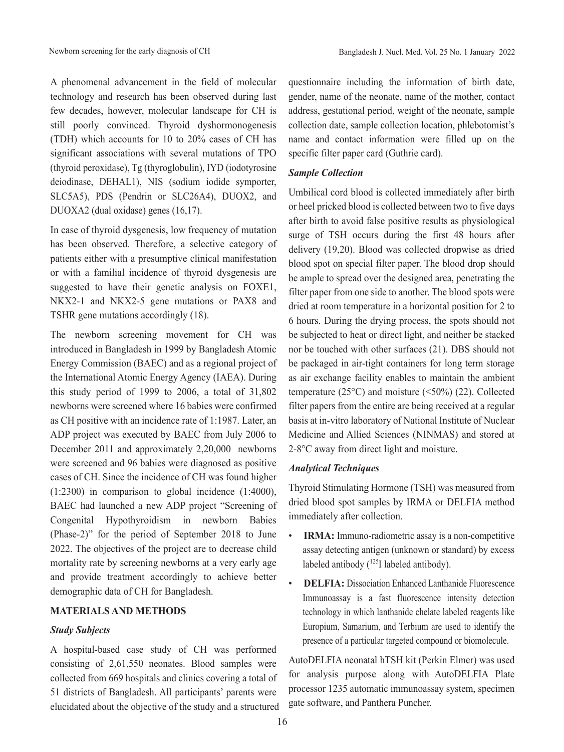A phenomenal advancement in the field of molecular technology and research has been observed during last few decades, however, molecular landscape for CH is still poorly convinced. Thyroid dyshormonogenesis (TDH) which accounts for 10 to 20% cases of CH has significant associations with several mutations of TPO (thyroid peroxidase), Tg (thyroglobulin), IYD (iodotyrosine deiodinase, DEHAL1), NIS (sodium iodide symporter, SLC5A5), PDS (Pendrin or SLC26A4), DUOX2, and DUOXA2 (dual oxidase) genes (16,17).

In case of thyroid dysgenesis, low frequency of mutation has been observed. Therefore, a selective category of patients either with a presumptive clinical manifestation or with a familial incidence of thyroid dysgenesis are suggested to have their genetic analysis on FOXE1, NKX2-1 and NKX2-5 gene mutations or PAX8 and TSHR gene mutations accordingly (18).

The newborn screening movement for CH was introduced in Bangladesh in 1999 by Bangladesh Atomic Energy Commission (BAEC) and as a regional project of the International Atomic Energy Agency (IAEA). During this study period of 1999 to 2006, a total of 31,802 newborns were screened where 16 babies were confirmed as CH positive with an incidence rate of 1:1987. Later, an ADP project was executed by BAEC from July 2006 to December 2011 and approximately 2,20,000 newborns were screened and 96 babies were diagnosed as positive cases of CH. Since the incidence of CH was found higher (1:2300) in comparison to global incidence (1:4000), BAEC had launched a new ADP project "Screening of Congenital Hypothyroidism in newborn Babies (Phase-2)" for the period of September 2018 to June 2022. The objectives of the project are to decrease child mortality rate by screening newborns at a very early age and provide treatment accordingly to achieve better demographic data of CH for Bangladesh.

## MATERIALS AND METHODS

### *Study Subjects*

A hospital-based case study of CH was performed consisting of 2,61,550 neonates. Blood samples were collected from 669 hospitals and clinics covering a total of 51 districts of Bangladesh. All participants' parents were elucidated about the objective of the study and a structured questionnaire including the information of birth date, gender, name of the neonate, name of the mother, contact address, gestational period, weight of the neonate, sample collection date, sample collection location, phlebotomist's name and contact information were filled up on the specific filter paper card (Guthrie card).

### *Sample Collection*

Umbilical cord blood is collected immediately after birth or heel pricked blood is collected between two to five days after birth to avoid false positive results as physiological surge of TSH occurs during the first 48 hours after delivery (19,20). Blood was collected dropwise as dried blood spot on special filter paper. The blood drop should be ample to spread over the designed area, penetrating the filter paper from one side to another. The blood spots were dried at room temperature in a horizontal position for 2 to 6 hours. During the drying process, the spots should not be subjected to heat or direct light, and neither be stacked nor be touched with other surfaces (21). DBS should not be packaged in air-tight containers for long term storage as air exchange facility enables to maintain the ambient temperature (25°C) and moisture (<50%) (22). Collected filter papers from the entire are being received at a regular basis at in-vitro laboratory of National Institute of Nuclear Medicine and Allied Sciences (NINMAS) and stored at 2-8°C away from direct light and moisture.

### *Analytical Techniques*

Thyroid Stimulating Hormone (TSH) was measured from dried blood spot samples by IRMA or DELFIA method immediately after collection.

- **IRMA:** Immuno-radiometric assay is a non-competitive assay detecting antigen (unknown or standard) by excess labeled antibody ($^{125}$I labeled antibody).
- **DELFIA:** Dissociation Enhanced Lanthanide Fluorescence Immunoassay is a fast fluorescence intensity detection technology in which lanthanide chelate labeled reagents like Europium, Samarium, and Terbium are used to identify the presence of a particular targeted compound or biomolecule.

AutoDELFIA neonatal hTSH kit (Perkin Elmer) was used for analysis purpose along with AutoDELFIA Plate processor 1235 automatic immunoassay system, specimen gate software, and Panthera Puncher.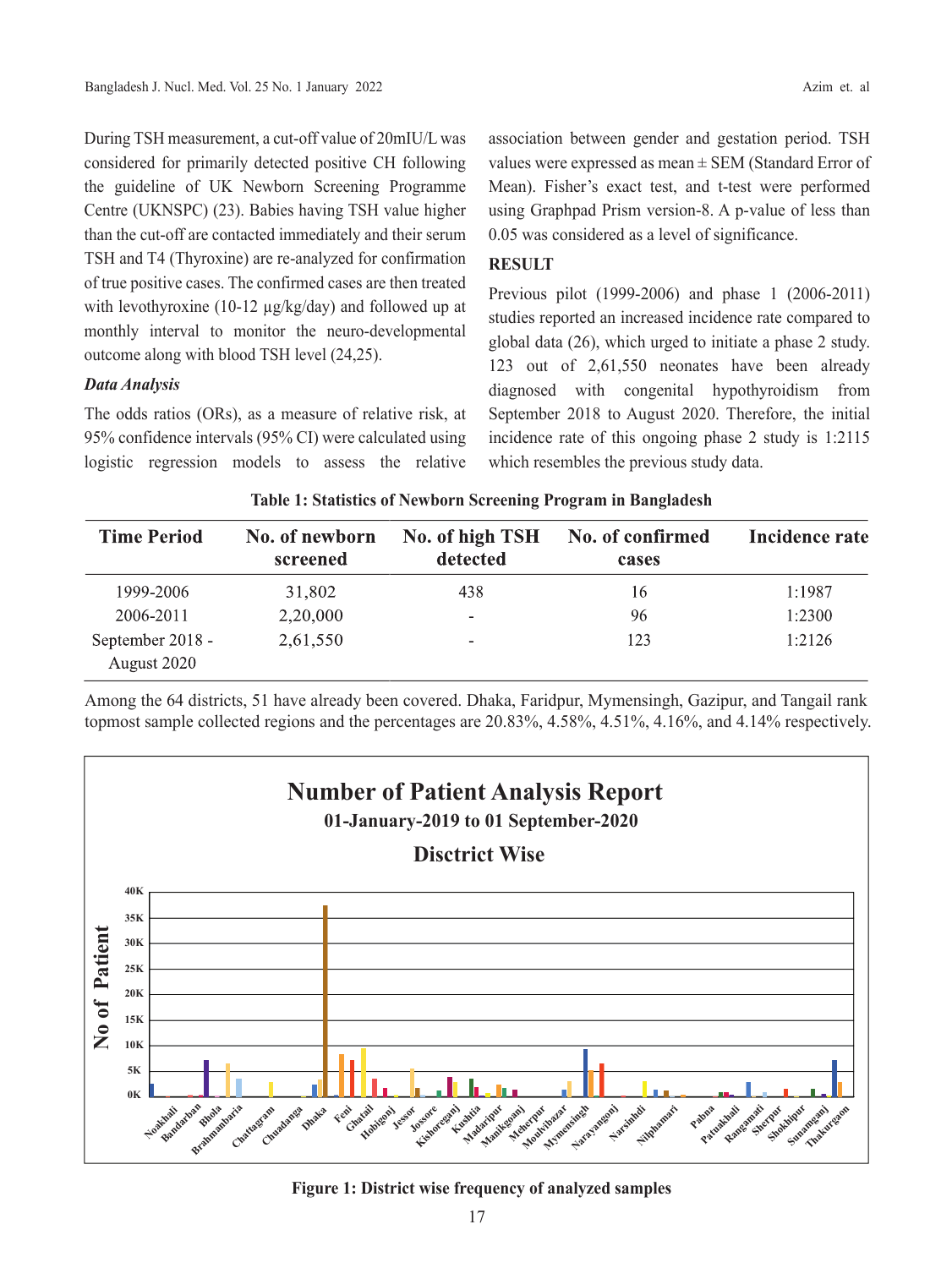During TSH measurement, a cut-off value of 20mIU/L was considered for primarily detected positive CH following the guideline of UK Newborn Screening Programme Centre (UKNSPC) (23). Babies having TSH value higher than the cut-off are contacted immediately and their serum TSH and T4 (Thyroxine) are re-analyzed for confirmation of true positive cases. The confirmed cases are then treated with levothyroxine (10-12 µg/kg/day) and followed up at monthly interval to monitor the neuro-developmental outcome along with blood TSH level (24,25).

### *Data Analysis*

The odds ratios (ORs), as a measure of relative risk, at 95% confidence intervals (95% CI) were calculated using logistic regression models to assess the relative association between gender and gestation period. TSH values were expressed as mean ± SEM (Standard Error of Mean). Fisher's exact test, and t-test were performed using Graphpad Prism version-8. A p-value of less than 0.05 was considered as a level of significance.

## RESULT

Previous pilot (1999-2006) and phase 1 (2006-2011) studies reported an increased incidence rate compared to global data (26), which urged to initiate a phase 2 study. 123 out of 2,61,550 neonates have been already diagnosed with congenital hypothyroidism from September 2018 to August 2020. Therefore, the initial incidence rate of this ongoing phase 2 study is 1:2115 which resembles the previous study data.

**Table 1: Statistics of Newborn Screening Program in Bangladesh**

| Time Period | No. of newborn screened | No. of high TSH detected | No. of confirmed cases | Incidence rate |
|---|---|---|---|---|
| 1999-2006 | 31,802 | 438 | 16 | 1:1987 |
| 2006-2011 | 2,20,000 | - | 96 | 1:2300 |
| September 2018 - August 2020 | 2,61,550 | - | 123 | 1:2126 |

Among the 64 districts, 51 have already been covered. Dhaka, Faridpur, Mymensingh, Gazipur, and Tangail rank topmost sample collected regions and the percentages are 20.83%, 4.58%, 4.51%, 4.16%, and 4.14% respectively.

**Figure 1: District wise frequency of analyzed samples**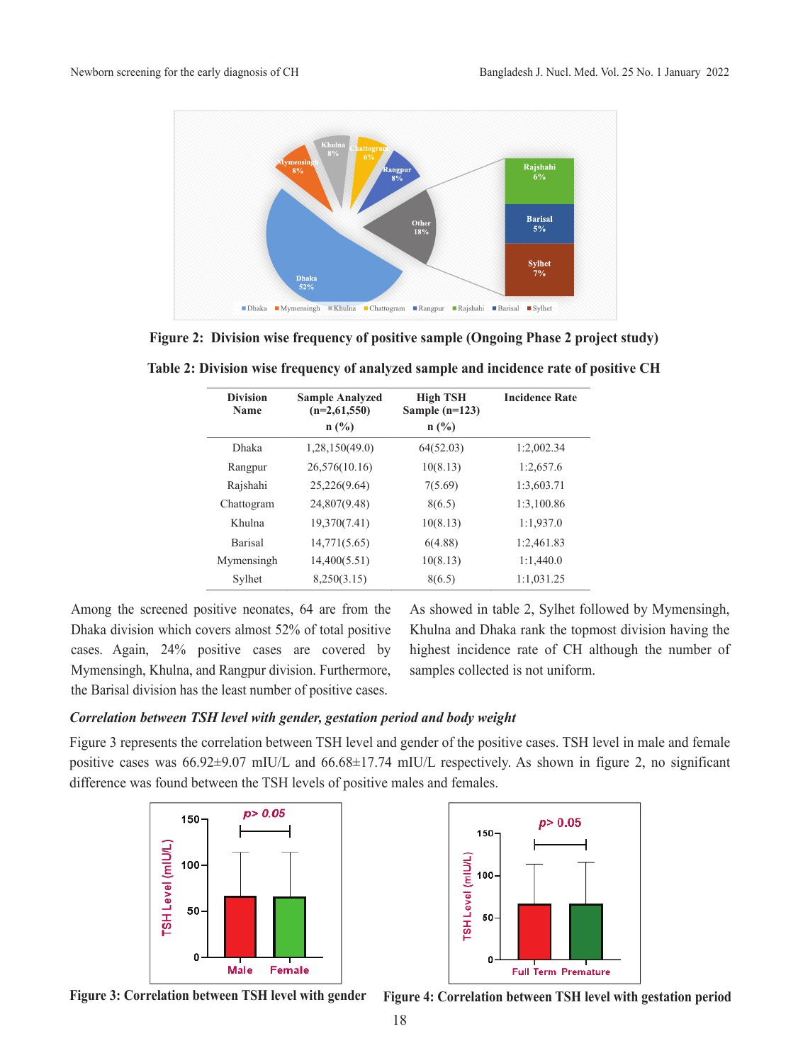Figure 2: Division wise frequency of positive sample (Ongoing Phase 2 project study)

**Table 2: Division wise frequency of analyzed sample and incidence rate of positive CH**

| Division Name | Sample Analyzed (n=2,61,550) n (%) | High TSH Sample (n=123) n (%) | Incidence Rate |
|---|---|---|---|
| Dhaka | 1,28,150(49.0) | 64(52.03) | 1:2,002.34 |
| Rangpur | 26,576(10.16) | 10(8.13) | 1:2,657.6 |
| Rajshahi | 25,226(9.64) | 7(5.69) | 1:3,603.71 |
| Chattogram | 24,807(9.48) | 8(6.5) | 1:3,100.86 |
| Khulna | 19,370(7.41) | 10(8.13) | 1:1,937.0 |
| Barisal | 14,771(5.65) | 6(4.88) | 1:2,461.83 |
| Mymensingh | 14,400(5.51) | 10(8.13) | 1:1,440.0 |
| Sylhet | 8,250(3.15) | 8(6.5) | 1:1,031.25 |

Among the screened positive neonates, 64 are from the Dhaka division which covers almost 52% of total positive cases. Again, 24% positive cases are covered by Mymensingh, Khulna, and Rangpur division. Furthermore, the Barisal division has the least number of positive cases.

As showed in table 2, Sylhet followed by Mymensingh, Khulna and Dhaka rank the topmost division having the highest incidence rate of CH although the number of samples collected is not uniform.

### *Correlation between TSH level with gender, gestation period and body weight*

Figure 3 represents the correlation between TSH level and gender of the positive cases. TSH level in male and female positive cases was 66.92±9.07 mIU/L and 66.68±17.74 mIU/L respectively. As shown in figure 2, no significant difference was found between the TSH levels of positive males and females.

**Figure 3: Correlation between TSH level with gender**

**Figure 4: Correlation between TSH level with gestation period**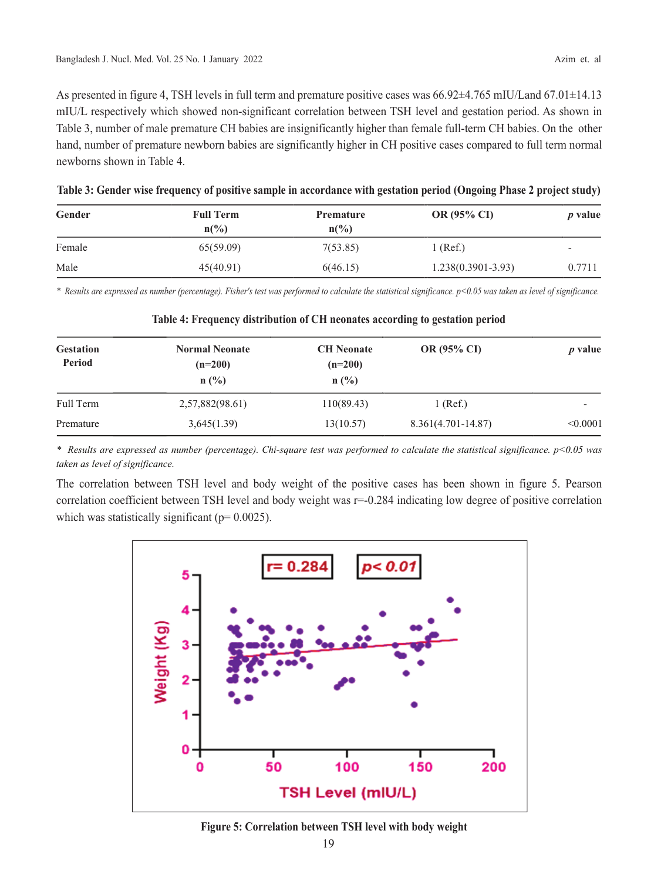As presented in figure 4, TSH levels in full term and premature positive cases was 66.92±4.765 mIU/Land 67.01±14.13 mIU/L respectively which showed non-significant correlation between TSH level and gestation period. As shown in Table 3, number of male premature CH babies are insignificantly higher than female full-term CH babies. On the other hand, number of premature newborn babies are significantly higher in CH positive cases compared to full term normal newborns shown in Table 4.

**Table 3: Gender wise frequency of positive sample in accordance with gestation period (Ongoing Phase 2 project study)**

| Gender | Full Term n(%) | Premature n(%) | OR (95% CI) | *p* value |
|---|---|---|---|---|
| Female | 65(59.09) | 7(53.85) | 1 (Ref.) | - |
| Male | 45(40.91) | 6(46.15) | 1.238(0.3901-3.93) | 0.7711 |

* *Results are expressed as number (percentage). Fisher's test was performed to calculate the statistical significance. $p<0.05$ was taken as level of significance.*

**Table 4: Frequency distribution of CH neonates according to gestation period**

| Gestation Period | Normal Neonate (n=200) n (%) | CH Neonate (n=200) n (%) | OR (95% CI) | *p* value |
|---|---|---|---|---|
| Full Term | 2,57,882(98.61) | 110(89.43) | 1 (Ref.) | - |
| Premature | 3,645(1.39) | 13(10.57) | 8.361(4.701-14.87) | <0.0001 |

* *Results are expressed as number (percentage). Chi-square test was performed to calculate the statistical significance. $p<0.05$ was taken as level of significance.*

The correlation between TSH level and body weight of the positive cases has been shown in figure 5. Pearson correlation coefficient between TSH level and body weight was r=-0.284 indicating low degree of positive correlation which was statistically significant (p= 0.0025).

**Figure 5: Correlation between TSH level with body weight**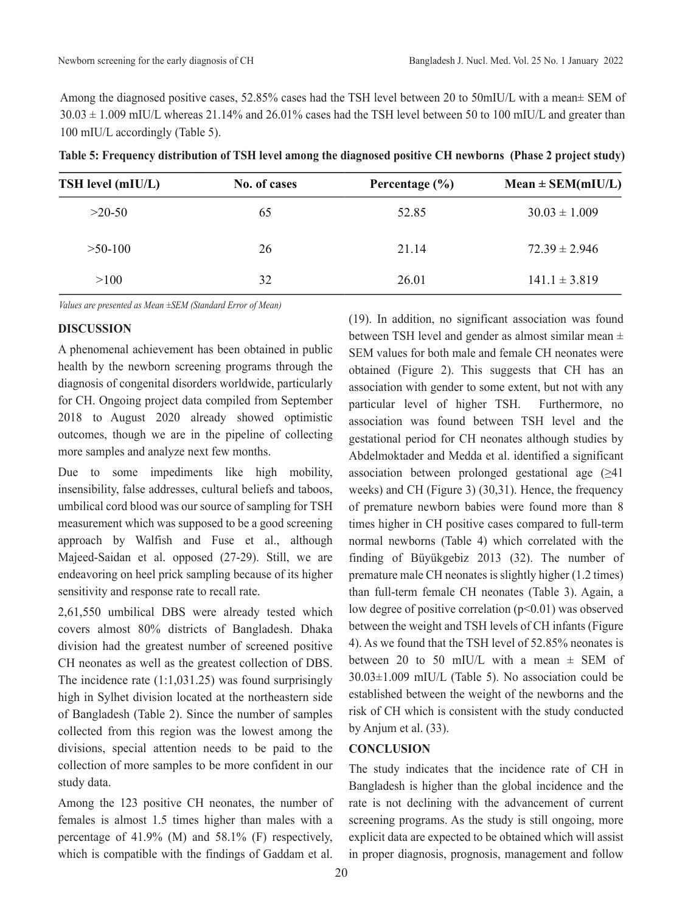Among the diagnosed positive cases, 52.85% cases had the TSH level between 20 to 50mIU/L with a mean± SEM of 30.03 ± 1.009 mIU/L whereas 21.14% and 26.01% cases had the TSH level between 50 to 100 mIU/L and greater than 100 mIU/L accordingly (Table 5).

**Table 5: Frequency distribution of TSH level among the diagnosed positive CH newborns (Phase 2 project study)**

| TSH level (mIU/L) | No. of cases | Percentage (%) | Mean ± SEM(mIU/L) |
|---|---|---|---|
| >20-50 | 65 | 52.85 | 30.03 ± 1.009 |
| >50-100 | 26 | 21.14 | 72.39 ± 2.946 |
| >100 | 32 | 26.01 | 141.1 ± 3.819 |

*Values are presented as Mean ±SEM (Standard Error of Mean)*

## DISCUSSION

A phenomenal achievement has been obtained in public health by the newborn screening programs through the diagnosis of congenital disorders worldwide, particularly for CH. Ongoing project data compiled from September 2018 to August 2020 already showed optimistic outcomes, though we are in the pipeline of collecting more samples and analyze next few months.

Due to some impediments like high mobility, insensibility, false addresses, cultural beliefs and taboos, umbilical cord blood was our source of sampling for TSH measurement which was supposed to be a good screening approach by Walfish and Fuse et al., although Majeed-Saidan et al. opposed (27-29). Still, we are endeavoring on heel prick sampling because of its higher sensitivity and response rate to recall rate.

2,61,550 umbilical DBS were already tested which covers almost 80% districts of Bangladesh. Dhaka division had the greatest number of screened positive CH neonates as well as the greatest collection of DBS. The incidence rate (1:1,031.25) was found surprisingly high in Sylhet division located at the northeastern side of Bangladesh (Table 2). Since the number of samples collected from this region was the lowest among the divisions, special attention needs to be paid to the collection of more samples to be more confident in our study data.

Among the 123 positive CH neonates, the number of females is almost 1.5 times higher than males with a percentage of 41.9% (M) and 58.1% (F) respectively, which is compatible with the findings of Gaddam et al. (19). In addition, no significant association was found between TSH level and gender as almost similar mean ± SEM values for both male and female CH neonates were obtained (Figure 2). This suggests that CH has an association with gender to some extent, but not with any particular level of higher TSH. Furthermore, no association was found between TSH level and the gestational period for CH neonates although studies by Abdelmoktader and Medda et al. identified a significant association between prolonged gestational age (≥41 weeks) and CH (Figure 3) (30,31). Hence, the frequency of premature newborn babies were found more than 8 times higher in CH positive cases compared to full-term normal newborns (Table 4) which correlated with the finding of Büyükgebiz 2013 (32). The number of premature male CH neonates is slightly higher (1.2 times) than full-term female CH neonates (Table 3). Again, a low degree of positive correlation ($p<0.01$) was observed between the weight and TSH levels of CH infants (Figure 4). As we found that the TSH level of 52.85% neonates is between 20 to 50 mIU/L with a mean ± SEM of 30.03±1.009 mIU/L (Table 5). No association could be established between the weight of the newborns and the risk of CH which is consistent with the study conducted by Anjum et al. (33).

## CONCLUSION

The study indicates that the incidence rate of CH in Bangladesh is higher than the global incidence and the rate is not declining with the advancement of current screening programs. As the study is still ongoing, more explicit data are expected to be obtained which will assist in proper diagnosis, prognosis, management and follow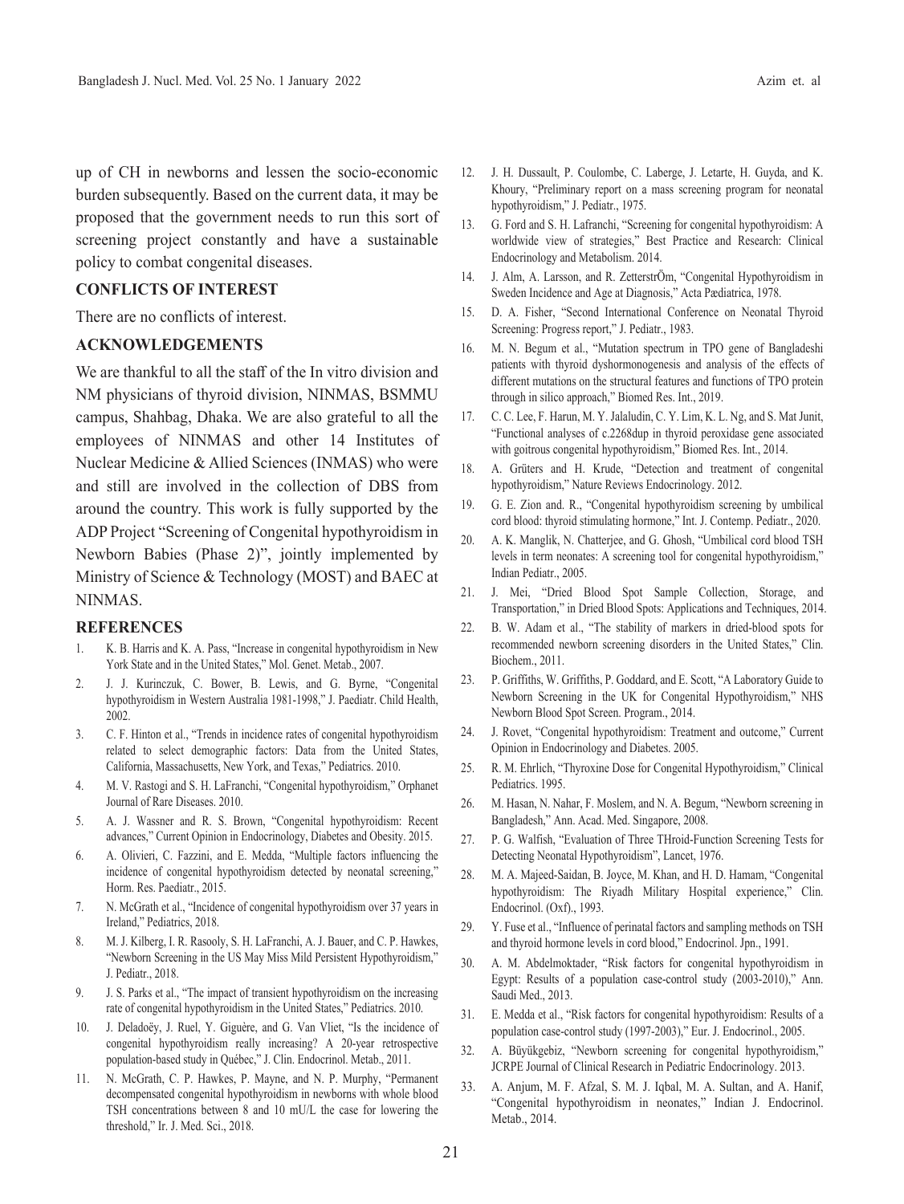up of CH in newborns and lessen the socio-economic burden subsequently. Based on the current data, it may be proposed that the government needs to run this sort of screening project constantly and have a sustainable policy to combat congenital diseases.

## CONFLICTS OF INTEREST

There are no conflicts of interest.

## ACKNOWLEDGEMENTS

We are thankful to all the staff of the In vitro division and NM physicians of thyroid division, NINMAS, BSMMU campus, Shahbag, Dhaka. We are also grateful to all the employees of NINMAS and other 14 Institutes of Nuclear Medicine & Allied Sciences (INMAS) who were and still are involved in the collection of DBS from around the country. This work is fully supported by the ADP Project "Screening of Congenital hypothyroidism in Newborn Babies (Phase 2)", jointly implemented by Ministry of Science & Technology (MOST) and BAEC at NINMAS.

## REFERENCES

1. K. B. Harris and K. A. Pass, "Increase in congenital hypothyroidism in New York State and in the United States," Mol. Genet. Metab., 2007.
2. J. J. Kurinczuk, C. Bower, B. Lewis, and G. Byrne, "Congenital hypothyroidism in Western Australia 1981-1998," J. Paediatr. Child Health, 2002.
3. C. F. Hinton et al., "Trends in incidence rates of congenital hypothyroidism related to select demographic factors: Data from the United States, California, Massachusetts, New York, and Texas," Pediatrics. 2010.
4. M. V. Rastogi and S. H. LaFranchi, "Congenital hypothyroidism," Orphanet Journal of Rare Diseases. 2010.
5. A. J. Wassner and R. S. Brown, "Congenital hypothyroidism: Recent advances," Current Opinion in Endocrinology, Diabetes and Obesity. 2015.
6. A. Olivieri, C. Fazzini, and E. Medda, "Multiple factors influencing the incidence of congenital hypothyroidism detected by neonatal screening," Horm. Res. Paediatr., 2015.
7. N. McGrath et al., "Incidence of congenital hypothyroidism over 37 years in Ireland," Pediatrics, 2018.
8. M. J. Kilberg, I. R. Rasooly, S. H. LaFranchi, A. J. Bauer, and C. P. Hawkes, "Newborn Screening in the US May Miss Mild Persistent Hypothyroidism," J. Pediatr., 2018.
9. J. S. Parks et al., "The impact of transient hypothyroidism on the increasing rate of congenital hypothyroidism in the United States," Pediatrics. 2010.
10. J. Deladoëy, J. Ruel, Y. Giguère, and G. Van Vliet, "Is the incidence of congenital hypothyroidism really increasing? A 20-year retrospective population-based study in Québec," J. Clin. Endocrinol. Metab., 2011.
11. N. McGrath, C. P. Hawkes, P. Mayne, and N. P. Murphy, "Permanent decompensated congenital hypothyroidism in newborns with whole blood TSH concentrations between 8 and 10 mU/L the case for lowering the threshold," Ir. J. Med. Sci., 2018.
12. J. H. Dussault, P. Coulombe, C. Laberge, J. Letarte, H. Guyda, and K. Khoury, "Preliminary report on a mass screening program for neonatal hypothyroidism," J. Pediatr., 1975.
13. G. Ford and S. H. Lafranchi, "Screening for congenital hypothyroidism: A worldwide view of strategies," Best Practice and Research: Clinical Endocrinology and Metabolism. 2014.
14. J. Alm, A. Larsson, and R. ZetterstrÖm, "Congenital Hypothyroidism in Sweden Incidence and Age at Diagnosis," Acta Pædiatrica, 1978.
15. D. A. Fisher, "Second International Conference on Neonatal Thyroid Screening: Progress report," J. Pediatr., 1983.
16. M. N. Begum et al., "Mutation spectrum in TPO gene of Bangladeshi patients with thyroid dyshormonogenesis and analysis of the effects of different mutations on the structural features and functions of TPO protein through in silico approach," Biomed Res. Int., 2019.
17. C. C. Lee, F. Harun, M. Y. Jalaludin, C. Y. Lim, K. L. Ng, and S. Mat Junit, "Functional analyses of c.2268dup in thyroid peroxidase gene associated with goitrous congenital hypothyroidism," Biomed Res. Int., 2014.
18. A. Grüters and H. Krude, "Detection and treatment of congenital hypothyroidism," Nature Reviews Endocrinology. 2012.
19. G. E. Zion and. R., "Congenital hypothyroidism screening by umbilical cord blood: thyroid stimulating hormone," Int. J. Contemp. Pediatr., 2020.
20. A. K. Manglik, N. Chatterjee, and G. Ghosh, "Umbilical cord blood TSH levels in term neonates: A screening tool for congenital hypothyroidism," Indian Pediatr., 2005.
21. J. Mei, "Dried Blood Spot Sample Collection, Storage, and Transportation," in Dried Blood Spots: Applications and Techniques, 2014.
22. B. W. Adam et al., "The stability of markers in dried-blood spots for recommended newborn screening disorders in the United States," Clin. Biochem., 2011.
23. P. Griffiths, W. Griffiths, P. Goddard, and E. Scott, "A Laboratory Guide to Newborn Screening in the UK for Congenital Hypothyroidism," NHS Newborn Blood Spot Screen. Program., 2014.
24. J. Rovet, "Congenital hypothyroidism: Treatment and outcome," Current Opinion in Endocrinology and Diabetes. 2005.
25. R. M. Ehrlich, "Thyroxine Dose for Congenital Hypothyroidism," Clinical Pediatrics. 1995.
26. M. Hasan, N. Nahar, F. Moslem, and N. A. Begum, "Newborn screening in Bangladesh," Ann. Acad. Med. Singapore, 2008.
27. P. G. Walfish, "Evaluation of Three THroid-Function Screening Tests for Detecting Neonatal Hypothyroidism", Lancet, 1976.
28. M. A. Majeed-Saidan, B. Joyce, M. Khan, and H. D. Hamam, "Congenital hypothyroidism: The Riyadh Military Hospital experience," Clin. Endocrinol. (Oxf)., 1993.
29. Y. Fuse et al., "Influence of perinatal factors and sampling methods on TSH and thyroid hormone levels in cord blood," Endocrinol. Jpn., 1991.
30. A. M. Abdelmoktader, "Risk factors for congenital hypothyroidism in Egypt: Results of a population case-control study (2003-2010)," Ann. Saudi Med., 2013.
31. E. Medda et al., "Risk factors for congenital hypothyroidism: Results of a population case-control study (1997-2003)," Eur. J. Endocrinol., 2005.
32. A. Büyükgebiz, "Newborn screening for congenital hypothyroidism," JCRPE Journal of Clinical Research in Pediatric Endocrinology. 2013.
33. A. Anjum, M. F. Afzal, S. M. J. Iqbal, M. A. Sultan, and A. Hanif, "Congenital hypothyroidism in neonates," Indian J. Endocrinol. Metab., 2014.